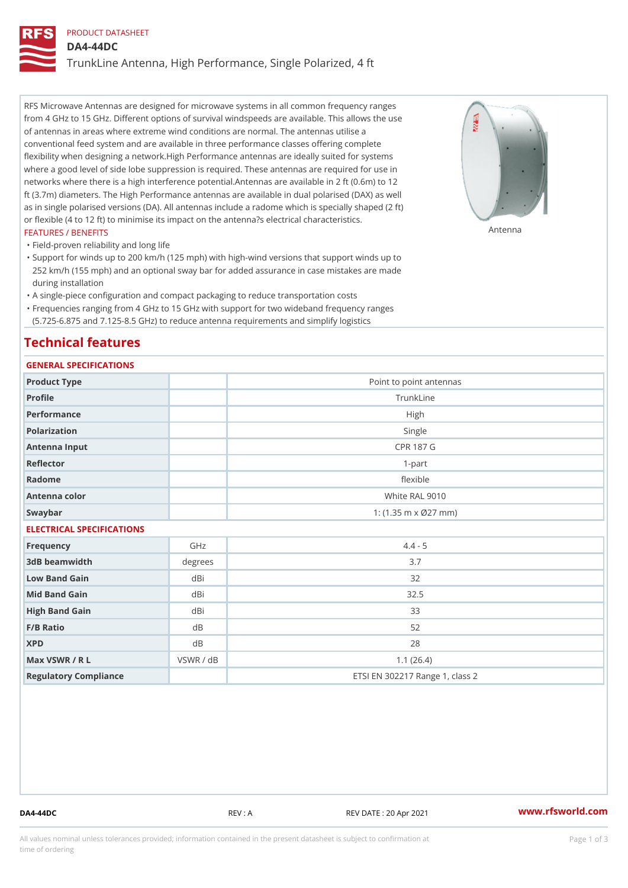PRODUCT DATASHEET

# DA4-44DC

## TrunkLine Antenna, High Performance, Single Polarized, 4 ft

RFS Microwave Antennas are designed for microwave systems in all common frequency ranges from 4 GHz to 15 GHz. Different options of survival windspeeds are available. This allows the use of antennas in areas where extreme wind conditions are normal. The antennas utilise a conventional feed system and are available in three performance classes offering complete flexibility when designing a network.High Performance antennas are ideally suited for systems where a good level of side lobe suppression is required. These antennas are required for use in networks where there is a high interference potential.Antennas are available in 2 ft (0.6m) to 12 ft (3.7m) diameters. The High Performance antennas are available in dual polarised (DAX) as well as in single polarised versions (DA). All antennas include a radome which is specially shaped (2 ft) or flexible (4 to 12 ft) to minimise its impact on the antenna?s electrical characteristics.

Antenna

FEATURES / BENEFITS

- Field-proven reliability and long life
- Support for winds up to 200 km/h (125 mph) with high-wind versions that support winds up to 252 km/h (155 mph) and an optional sway bar for added assurance in case mistakes are made during installation
- A single-piece configuration and compact packaging to reduce transportation costs
- Frequencies ranging from 4 GHz to 15 GHz with support for two wideband frequency ranges (5.725-6.875 and 7.125-8.5 GHz) to reduce antenna requirements and simplify logistics

## Technical features

### GENERAL SPECIFICATIONS

| | | |
|---|---|---|
| Product Type | | Point to point antennas |
| Profile | | TrunkLine |
| Performance | | High |
| Polarization | | Single |
| Antenna Input | | CPR 187 G |
| Reflector | | 1-part |
| Radome | | flexible |
| Antenna color | | White RAL 9010 |
| Swaybar | | 1: (1.35 m x Ø27 mm) |

### ELECTRICAL SPECIFICATIONS

| | | |
|---|---|---|
| Frequency | GHz | 4.4 - 5 |
| 3dB beamwidth | degrees | 3.7 |
| Low Band Gain | dBi | 32 |
| Mid Band Gain | dBi | 32.5 |
| High Band Gain | dBi | 33 |
| F/B Ratio | dB | 52 |
| XPD | dB | 28 |
| Max VSWR / R L | VSWR / dB | 1.1 (26.4) |
| Regulatory Compliance | | ETSI EN 302217 Range 1, class 2 |

DA4-44DC REV : A REV DATE : 20 Apr 2021 www.rfsworld.com

All values nominal unless tolerances provided; information contained in the present datasheet is subject to confirmation at time of ordering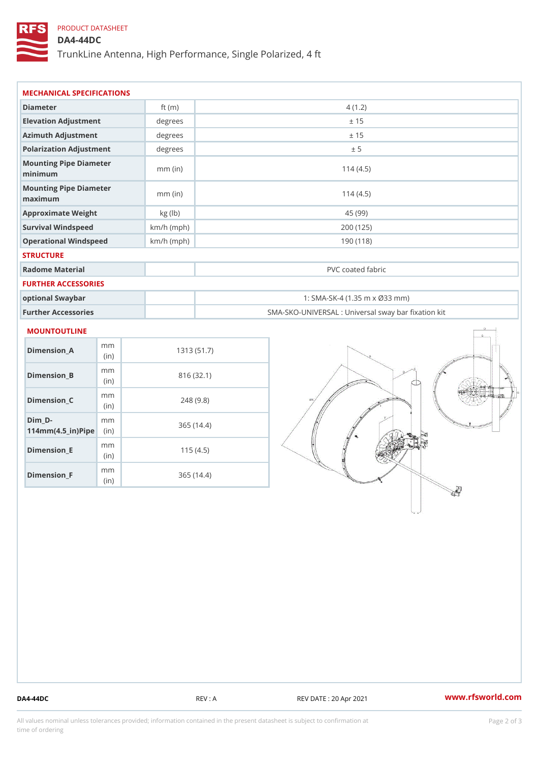PRODUCT DATASHEET

# DA4-44DC

TrunkLine Antenna, High Performance, Single Polarized, 4 ft

## MECHANICAL SPECIFICATIONS

| | | |
|---|---|---|
| Diameter | ft (m) | 4 (1.2) |
| Elevation Adjustment | degrees | ± 15 |
| Azimuth Adjustment | degrees | ± 15 |
| Polarization Adjustment | degrees | ± 5 |
| Mounting Pipe Diameter minimum | mm (in) | 114 (4.5) |
| Mounting Pipe Diameter maximum | mm (in) | 114 (4.5) |
| Approximate Weight | kg (lb) | 45 (99) |
| Survival Windspeed | km/h (mph) | 200 (125) |
| Operational Windspeed | km/h (mph) | 190 (118) |

## STRUCTURE

| | | |
|---|---|---|
| Radome Material | | PVC coated fabric |

## FURTHER ACCESSORIES

| | | |
|---|---|---|
| optional Swaybar | | 1: SMA-SK-4 (1.35 m x Ø33 mm) |
| Further Accessories | | SMA-SKO-UNIVERSAL : Universal sway bar fixation kit |

## MOUNTOUTLINE

| | | |
|---|---|---|
| Dimension_A | mm (in) | 1313 (51.7) |
| Dimension_B | mm (in) | 816 (32.1) |
| Dimension_C | mm (in) | 248 (9.8) |
| Dim_D-114mm(4.5_in)Pipe | mm (in) | 365 (14.4) |
| Dimension_E | mm (in) | 115 (4.5) |
| Dimension_F | mm (in) | 365 (14.4) |

DA4-44DC REV : A REV DATE : 20 Apr 2021 www.rfsworld.com

All values nominal unless tolerances provided; information contained in the present datasheet is subject to confirmation at time of ordering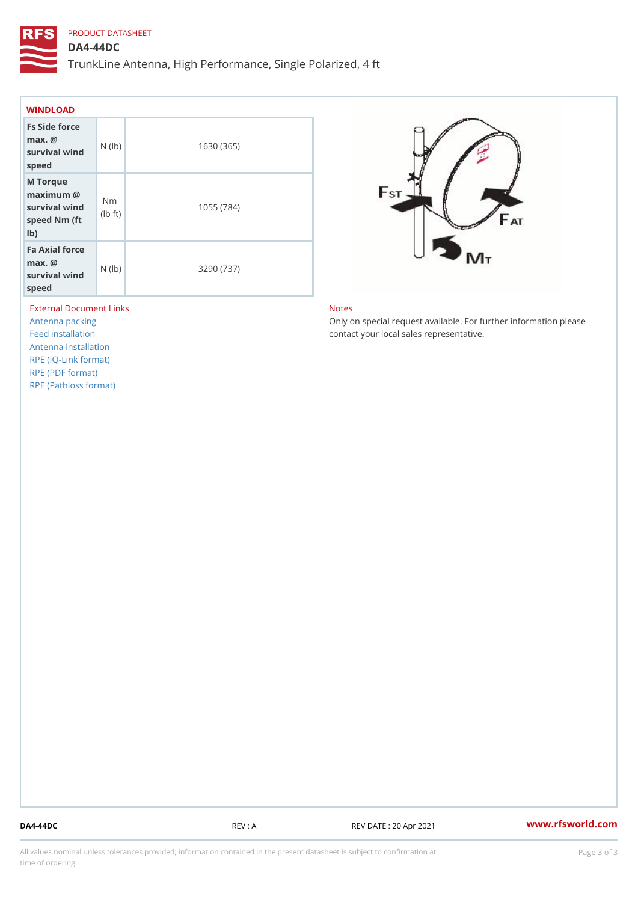PRODUCT DATASHEET

# DA4-44DC

TrunkLine Antenna, High Performance, Single Polarized, 4 ft

## WINDLOAD

| | | |
|---|---|---|
| Fs Side force max. @ survival wind speed | N (lb) | 1630 (365) |
| M Torque maximum @ survival wind speed Nm (ft lb) | Nm (lb ft) | 1055 (784) |
| Fa Axial force max. @ survival wind speed | N (lb) | 3290 (737) |

FST

FAT

MT

### External Document Links

- Antenna packing
- Feed installation
- Antenna installation
- RPE (IQ-Link format)
- RPE (PDF format)
- RPE (Pathloss format)

### Notes

Only on special request available. For further information please contact your local sales representative.

DA4-44DC REV : A REV DATE : 20 Apr 2021 www.rfsworld.com

All values nominal unless tolerances provided; information contained in the present datasheet is subject to confirmation at time of ordering